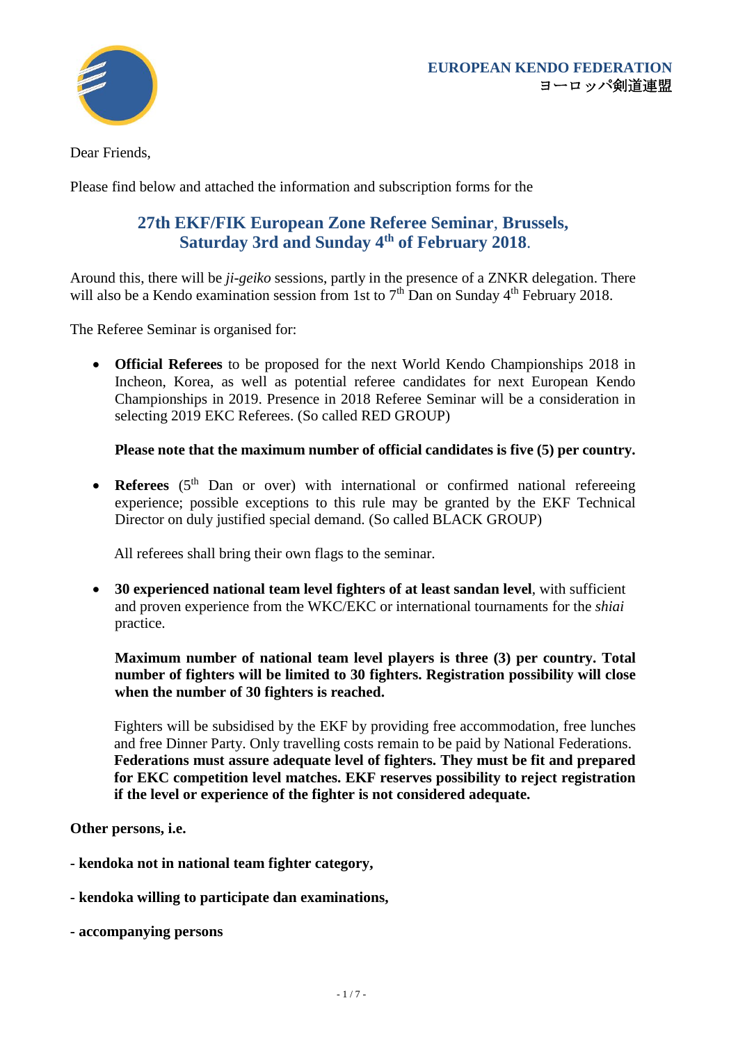**EUROPEAN KENDO FEDERATION**
**ヨーロッパ剣道連盟**

Dear Friends,

Please find below and attached the information and subscription forms for the

## 27th EKF/FIK European Zone Referee Seminar, Brussels, Saturday 3rd and Sunday 4th of February 2018.

Around this, there will be *ji-geiko* sessions, partly in the presence of a ZNKR delegation. There will also be a Kendo examination session from 1st to 7th Dan on Sunday 4th February 2018.

The Referee Seminar is organised for:

- **Official Referees** to be proposed for the next World Kendo Championships 2018 in Incheon, Korea, as well as potential referee candidates for next European Kendo Championships in 2019. Presence in 2018 Referee Seminar will be a consideration in selecting 2019 EKC Referees. (So called RED GROUP)

  **Please note that the maximum number of official candidates is five (5) per country.**

- **Referees** (5th Dan or over) with international or confirmed national refereeing experience; possible exceptions to this rule may be granted by the EKF Technical Director on duly justified special demand. (So called BLACK GROUP)

  All referees shall bring their own flags to the seminar.

- **30 experienced national team level fighters of at least sandan level**, with sufficient and proven experience from the WKC/EKC or international tournaments for the *shiai* practice.

  **Maximum number of national team level players is three (3) per country. Total number of fighters will be limited to 30 fighters. Registration possibility will close when the number of 30 fighters is reached.**

  Fighters will be subsidised by the EKF by providing free accommodation, free lunches and free Dinner Party. Only travelling costs remain to be paid by National Federations. **Federations must assure adequate level of fighters. They must be fit and prepared for EKC competition level matches. EKF reserves possibility to reject registration if the level or experience of the fighter is not considered adequate.**

**Other persons, i.e.**

**- kendoka not in national team fighter category,**

**- kendoka willing to participate dan examinations,**

**- accompanying persons**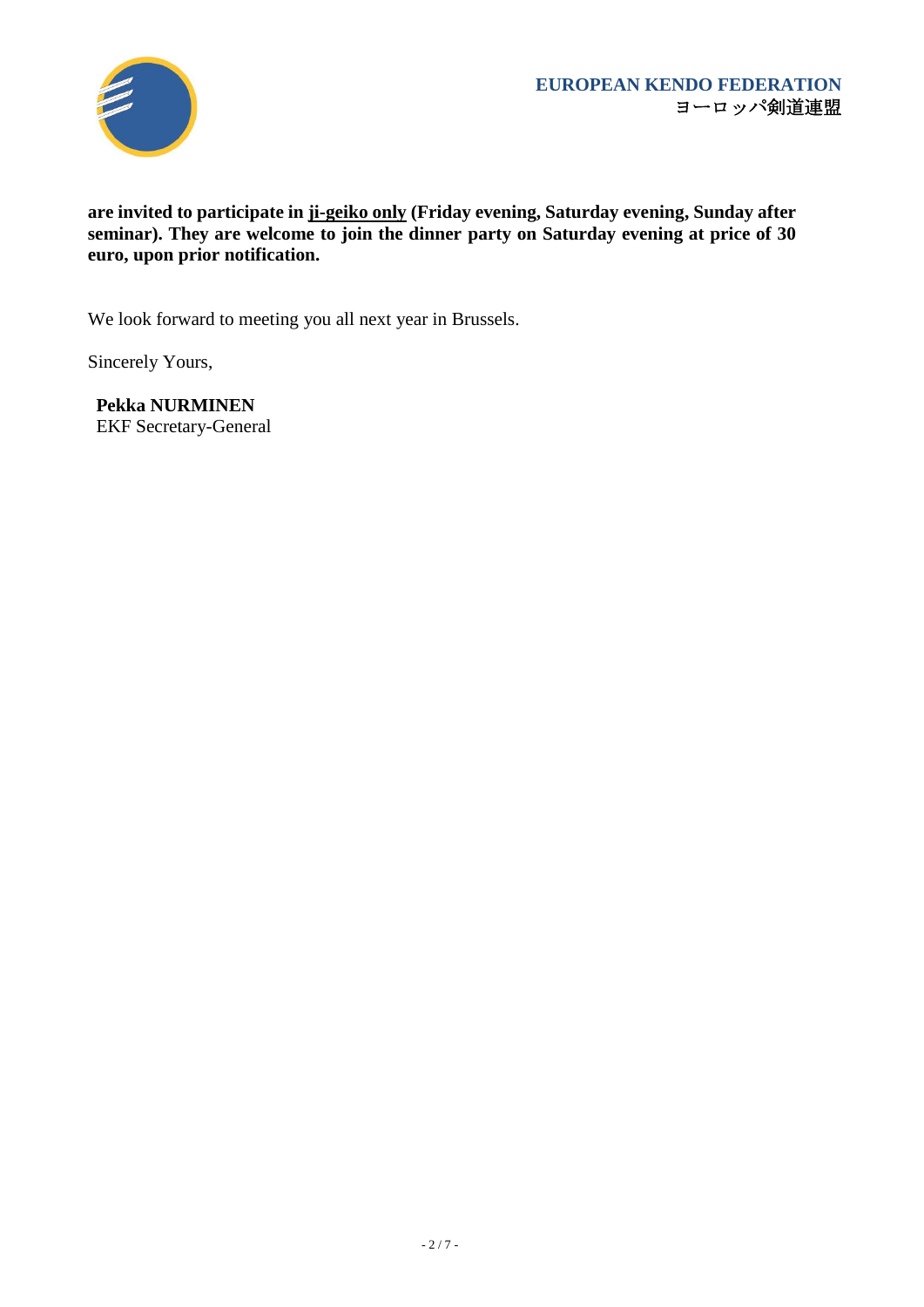**are invited to participate in ji-geiko only (Friday evening, Saturday evening, Sunday after seminar). They are welcome to join the dinner party on Saturday evening at price of 30 euro, upon prior notification.**

We look forward to meeting you all next year in Brussels.

Sincerely Yours,

**Pekka NURMINEN**
EKF Secretary-General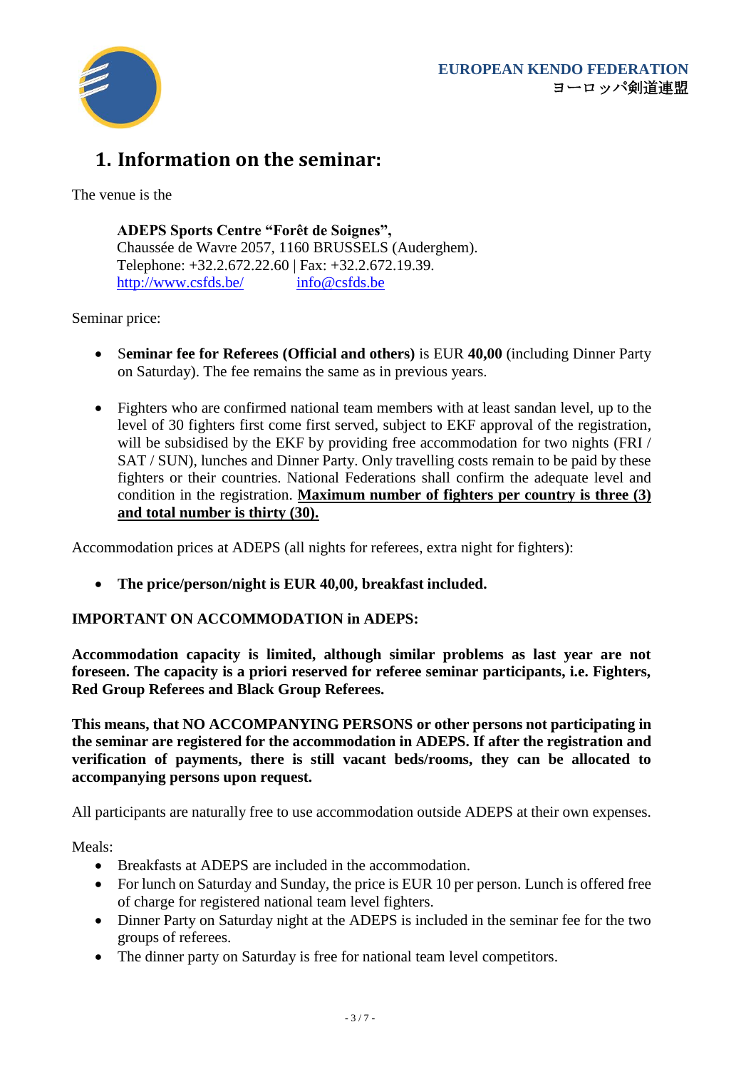EUROPEAN KENDO FEDERATION
ヨーロッパ剣道連盟

# 1. Information on the seminar:

The venue is the

> **ADEPS Sports Centre "Forêt de Soignes",**
> Chaussée de Wavre 2057, 1160 BRUSSELS (Auderghem).
> Telephone: +32.2.672.22.60 | Fax: +32.2.672.19.39.
> http://www.csfds.be/ info@csfds.be

Seminar price:

- **Seminar fee for Referees (Official and others)** is EUR **40,00** (including Dinner Party on Saturday). The fee remains the same as in previous years.

- Fighters who are confirmed national team members with at least sandan level, up to the level of 30 fighters first come first served, subject to EKF approval of the registration, will be subsidised by the EKF by providing free accommodation for two nights (FRI / SAT / SUN), lunches and Dinner Party. Only travelling costs remain to be paid by these fighters or their countries. National Federations shall confirm the adequate level and condition in the registration. **<u>Maximum number of fighters per country is three (3) and total number is thirty (30).</u>**

Accommodation prices at ADEPS (all nights for referees, extra night for fighters):

- **The price/person/night is EUR 40,00, breakfast included.**

**IMPORTANT ON ACCOMMODATION in ADEPS:**

**Accommodation capacity is limited, although similar problems as last year are not foreseen. The capacity is a priori reserved for referee seminar participants, i.e. Fighters, Red Group Referees and Black Group Referees.**

**This means, that NO ACCOMPANYING PERSONS or other persons not participating in the seminar are registered for the accommodation in ADEPS. If after the registration and verification of payments, there is still vacant beds/rooms, they can be allocated to accompanying persons upon request.**

All participants are naturally free to use accommodation outside ADEPS at their own expenses.

Meals:

- Breakfasts at ADEPS are included in the accommodation.
- For lunch on Saturday and Sunday, the price is EUR 10 per person. Lunch is offered free of charge for registered national team level fighters.
- Dinner Party on Saturday night at the ADEPS is included in the seminar fee for the two groups of referees.
- The dinner party on Saturday is free for national team level competitors.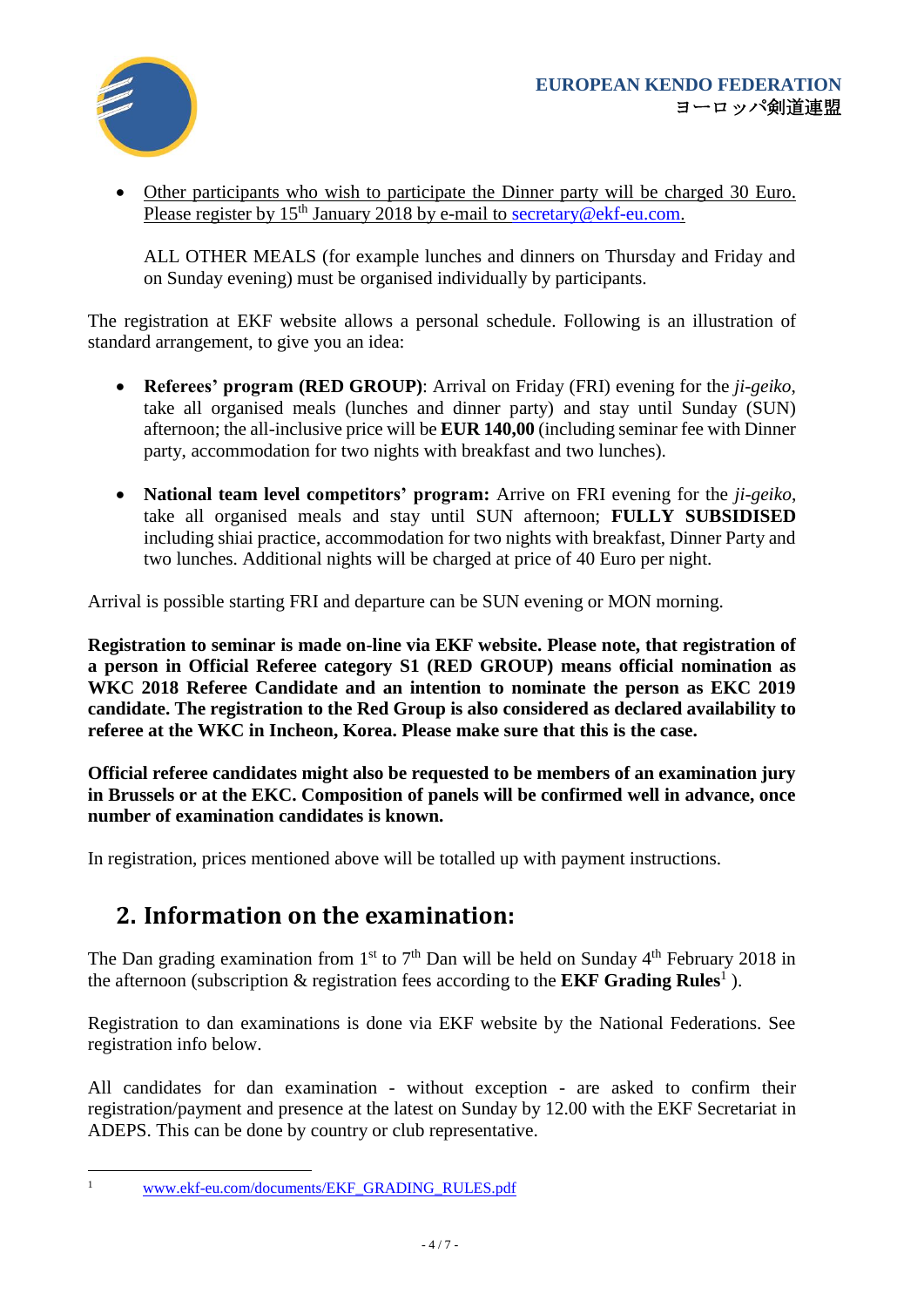- Other participants who wish to participate the Dinner party will be charged 30 Euro. Please register by 15th January 2018 by e-mail to secretary@ekf-eu.com.

  ALL OTHER MEALS (for example lunches and dinners on Thursday and Friday and on Sunday evening) must be organised individually by participants.

The registration at EKF website allows a personal schedule. Following is an illustration of standard arrangement, to give you an idea:

- **Referees' program (RED GROUP)**: Arrival on Friday (FRI) evening for the *ji-geiko*, take all organised meals (lunches and dinner party) and stay until Sunday (SUN) afternoon; the all-inclusive price will be **EUR 140,00** (including seminar fee with Dinner party, accommodation for two nights with breakfast and two lunches).

- **National team level competitors' program:** Arrive on FRI evening for the *ji-geiko*, take all organised meals and stay until SUN afternoon; **FULLY SUBSIDISED** including shiai practice, accommodation for two nights with breakfast, Dinner Party and two lunches. Additional nights will be charged at price of 40 Euro per night.

Arrival is possible starting FRI and departure can be SUN evening or MON morning.

**Registration to seminar is made on-line via EKF website. Please note, that registration of a person in Official Referee category S1 (RED GROUP) means official nomination as WKC 2018 Referee Candidate and an intention to nominate the person as EKC 2019 candidate. The registration to the Red Group is also considered as declared availability to referee at the WKC in Incheon, Korea. Please make sure that this is the case.**

**Official referee candidates might also be requested to be members of an examination jury in Brussels or at the EKC. Composition of panels will be confirmed well in advance, once number of examination candidates is known.**

In registration, prices mentioned above will be totalled up with payment instructions.

## 2. Information on the examination:

The Dan grading examination from 1st to 7th Dan will be held on Sunday 4th February 2018 in the afternoon (subscription & registration fees according to the **EKF Grading Rules**[1] ).

Registration to dan examinations is done via EKF website by the National Federations. See registration info below.

All candidates for dan examination - without exception - are asked to confirm their registration/payment and presence at the latest on Sunday by 12.00 with the EKF Secretariat in ADEPS. This can be done by country or club representative.

---

[1] www.ekf-eu.com/documents/EKF_GRADING_RULES.pdf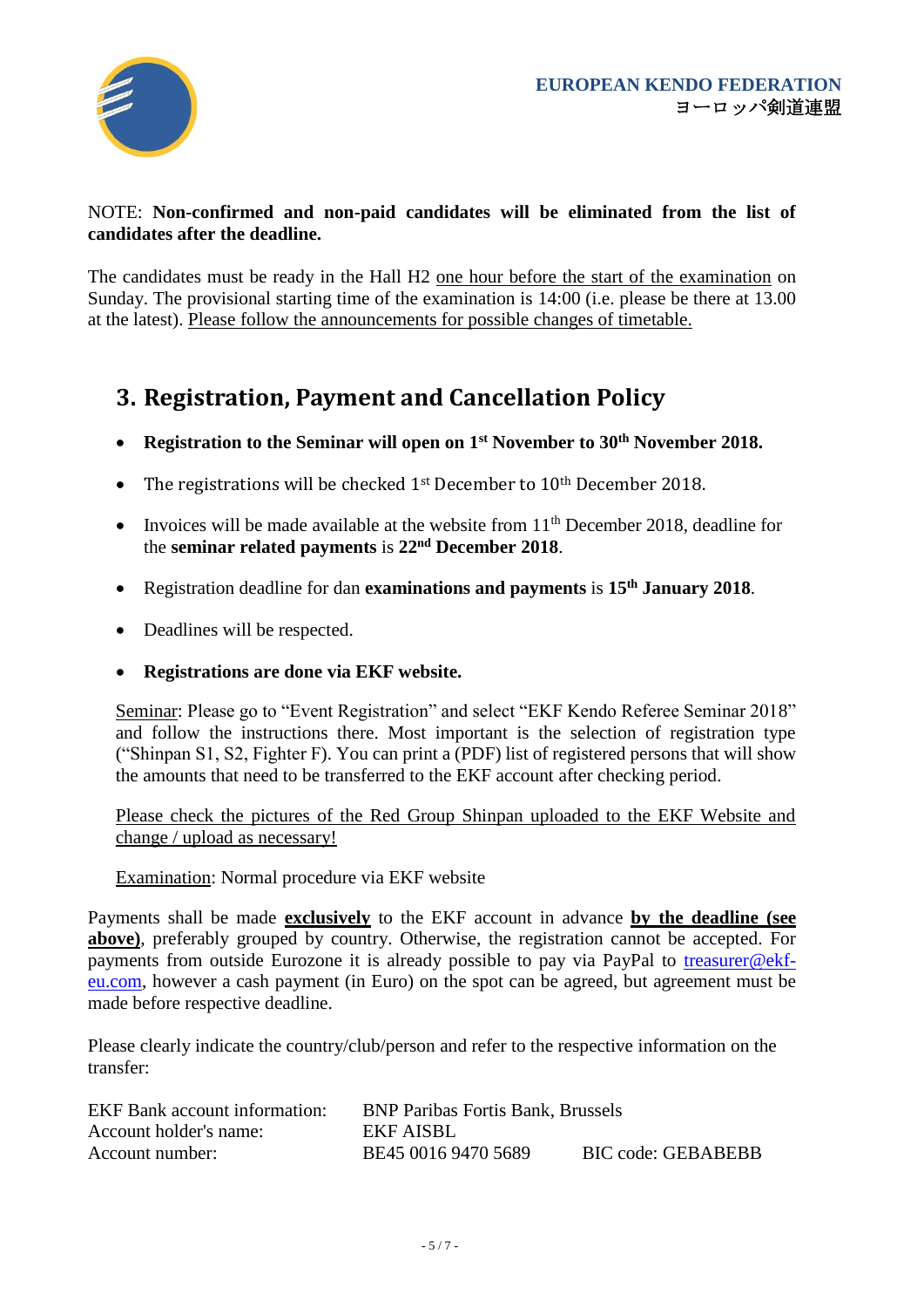NOTE: **Non-confirmed and non-paid candidates will be eliminated from the list of candidates after the deadline.**

The candidates must be ready in the Hall H2 one hour before the start of the examination on Sunday. The provisional starting time of the examination is 14:00 (i.e. please be there at 13.00 at the latest). Please follow the announcements for possible changes of timetable.

## 3. Registration, Payment and Cancellation Policy

- **Registration to the Seminar will open on 1st November to 30th November 2018.**
- The registrations will be checked 1st December to 10th December 2018.
- Invoices will be made available at the website from 11th December 2018, deadline for the **seminar related payments** is **22nd December 2018**.
- Registration deadline for dan **examinations and payments** is **15th January 2018**.
- Deadlines will be respected.
- **Registrations are done via EKF website.**

  Seminar: Please go to "Event Registration" and select "EKF Kendo Referee Seminar 2018" and follow the instructions there. Most important is the selection of registration type ("Shinpan S1, S2, Fighter F). You can print a (PDF) list of registered persons that will show the amounts that need to be transferred to the EKF account after checking period.

  Please check the pictures of the Red Group Shinpan uploaded to the EKF Website and change / upload as necessary!

  Examination: Normal procedure via EKF website

Payments shall be made **exclusively** to the EKF account in advance **by the deadline (see above)**, preferably grouped by country. Otherwise, the registration cannot be accepted. For payments from outside Eurozone it is already possible to pay via PayPal to treasurer@ekf-eu.com, however a cash payment (in Euro) on the spot can be agreed, but agreement must be made before respective deadline.

Please clearly indicate the country/club/person and refer to the respective information on the transfer:

| | | |
|---|---|---|
| EKF Bank account information: | BNP Paribas Fortis Bank, Brussels | |
| Account holder's name: | EKF AISBL | |
| Account number: | BE45 0016 9470 5689 | BIC code: GEBABEBB |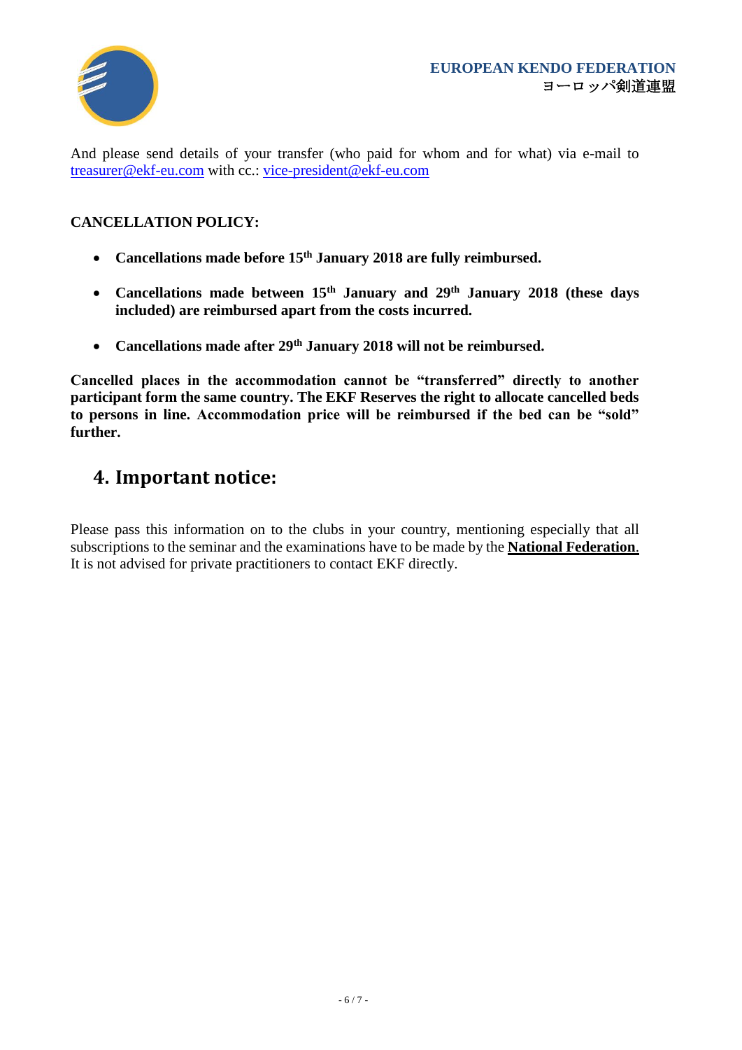And please send details of your transfer (who paid for whom and for what) via e-mail to treasurer@ekf-eu.com with cc.: vice-president@ekf-eu.com

**CANCELLATION POLICY:**

- **Cancellations made before 15th January 2018 are fully reimbursed.**
- **Cancellations made between 15th January and 29th January 2018 (these days included) are reimbursed apart from the costs incurred.**
- **Cancellations made after 29th January 2018 will not be reimbursed.**

**Cancelled places in the accommodation cannot be "transferred" directly to another participant form the same country. The EKF Reserves the right to allocate cancelled beds to persons in line. Accommodation price will be reimbursed if the bed can be "sold" further.**

## 4. Important notice:

Please pass this information on to the clubs in your country, mentioning especially that all subscriptions to the seminar and the examinations have to be made by the **National Federation**. It is not advised for private practitioners to contact EKF directly.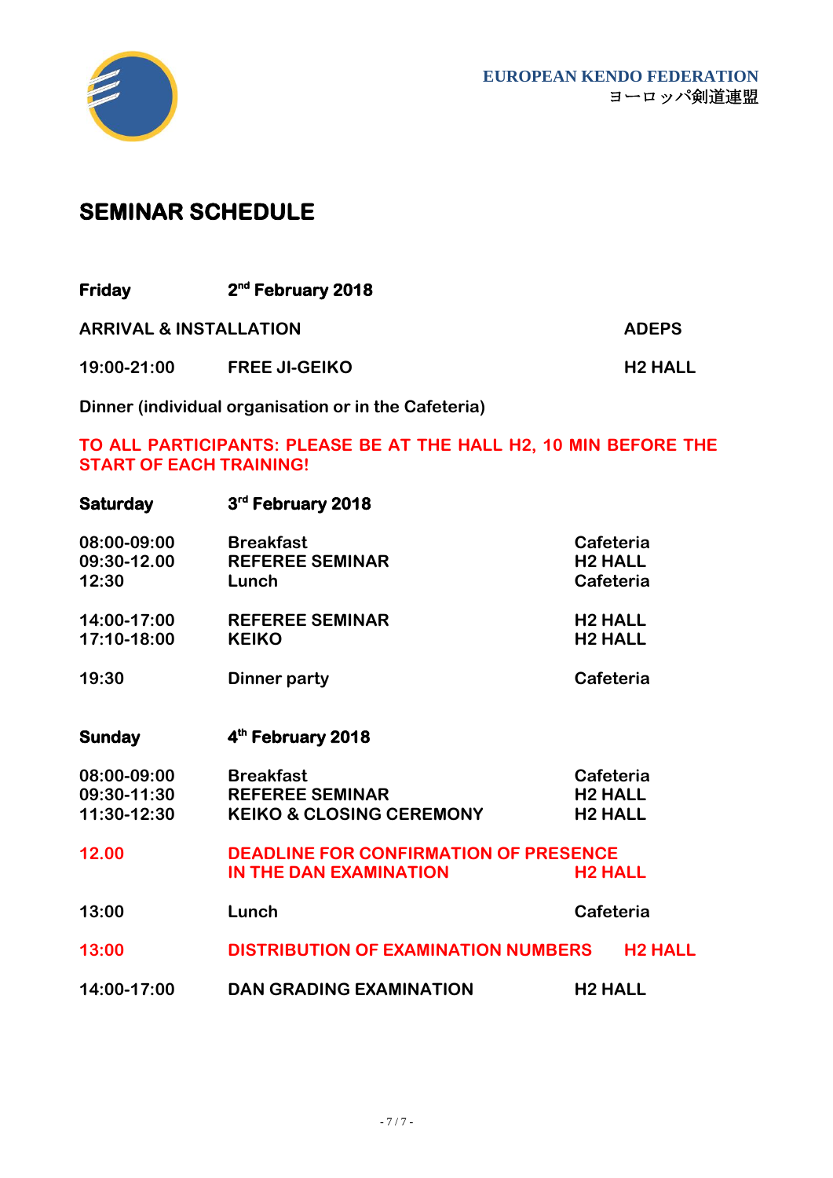EUROPEAN KENDO FEDERATION
ヨーロッパ剣道連盟

# SEMINAR SCHEDULE

**Friday** **2nd February 2018**

| | | |
|---|---|---|
| **ARRIVAL & INSTALLATION** | | **ADEPS** |
| **19:00-21:00** | **FREE JI-GEIKO** | **H2 HALL** |

**Dinner (individual organisation or in the Cafeteria)**

**TO ALL PARTICIPANTS: PLEASE BE AT THE HALL H2, 10 MIN BEFORE THE START OF EACH TRAINING!**

**Saturday** **3rd February 2018**

| | | |
|---|---|---|
| **08:00-09:00** | **Breakfast** | **Cafeteria** |
| **09:30-12.00** | **REFEREE SEMINAR** | **H2 HALL** |
| **12:30** | **Lunch** | **Cafeteria** |
| **14:00-17:00** | **REFEREE SEMINAR** | **H2 HALL** |
| **17:10-18:00** | **KEIKO** | **H2 HALL** |
| **19:30** | **Dinner party** | **Cafeteria** |

**Sunday** **4th February 2018**

| | | |
|---|---|---|
| **08:00-09:00** | **Breakfast** | **Cafeteria** |
| **09:30-11:30** | **REFEREE SEMINAR** | **H2 HALL** |
| **11:30-12:30** | **KEIKO & CLOSING CEREMONY** | **H2 HALL** |
| **12.00** | **DEADLINE FOR CONFIRMATION OF PRESENCE IN THE DAN EXAMINATION** | **H2 HALL** |
| **13:00** | **Lunch** | **Cafeteria** |
| **13:00** | **DISTRIBUTION OF EXAMINATION NUMBERS** | **H2 HALL** |
| **14:00-17:00** | **DAN GRADING EXAMINATION** | **H2 HALL** |